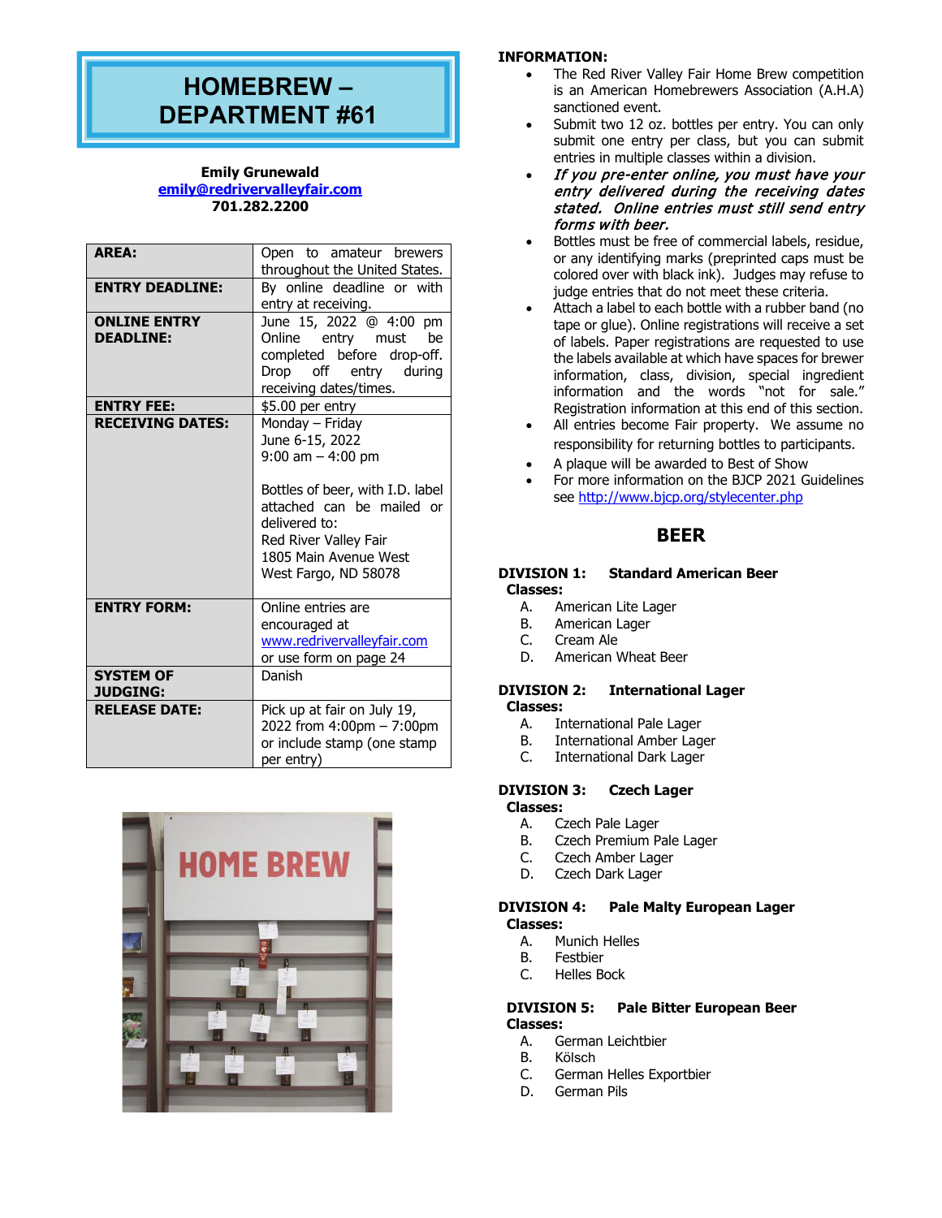# HOMEBREW – DEPARTMENT #61

**Emily Grunewald**
**emily@redrivervalleyfair.com**
**701.282.2200**

| | |
|---|---|
| **AREA:** | Open to amateur brewers throughout the United States. |
| **ENTRY DEADLINE:** | By online deadline or with entry at receiving. |
| **ONLINE ENTRY DEADLINE:** | June 15, 2022 @ 4:00 pm Online entry must be completed before drop-off. Drop off entry during receiving dates/times. |
| **ENTRY FEE:** | $5.00 per entry |
| **RECEIVING DATES:** | Monday – Friday<br>June 6-15, 2022<br>9:00 am – 4:00 pm<br><br>Bottles of beer, with I.D. label attached can be mailed or delivered to:<br>Red River Valley Fair<br>1805 Main Avenue West<br>West Fargo, ND 58078 |
| **ENTRY FORM:** | Online entries are encouraged at www.redrivervalleyfair.com or use form on page 24 |
| **SYSTEM OF JUDGING:** | Danish |
| **RELEASE DATE:** | Pick up at fair on July 19, 2022 from 4:00pm – 7:00pm or include stamp (one stamp per entry) |

**INFORMATION:**

- The Red River Valley Fair Home Brew competition is an American Homebrewers Association (A.H.A) sanctioned event.
- Submit two 12 oz. bottles per entry. You can only submit one entry per class, but you can submit entries in multiple classes within a division.
- ***If you pre-enter online, you must have your entry delivered during the receiving dates stated. Online entries must still send entry forms with beer.***
- Bottles must be free of commercial labels, residue, or any identifying marks (preprinted caps must be colored over with black ink). Judges may refuse to judge entries that do not meet these criteria.
- Attach a label to each bottle with a rubber band (no tape or glue). Online registrations will receive a set of labels. Paper registrations are requested to use the labels available at which have spaces for brewer information, class, division, special ingredient information and the words "not for sale." Registration information at this end of this section.
- All entries become Fair property. We assume no responsibility for returning bottles to participants.
- A plaque will be awarded to Best of Show
- For more information on the BJCP 2021 Guidelines see http://www.bjcp.org/stylecenter.php

## BEER

**DIVISION 1: Standard American Beer**
**Classes:**
- A. American Lite Lager
- B. American Lager
- C. Cream Ale
- D. American Wheat Beer

**DIVISION 2: International Lager**
**Classes:**
- A. International Pale Lager
- B. International Amber Lager
- C. International Dark Lager

**DIVISION 3: Czech Lager**
**Classes:**
- A. Czech Pale Lager
- B. Czech Premium Pale Lager
- C. Czech Amber Lager
- D. Czech Dark Lager

**DIVISION 4: Pale Malty European Lager**
**Classes:**
- A. Munich Helles
- B. Festbier
- C. Helles Bock

**DIVISION 5: Pale Bitter European Beer**
**Classes:**
- A. German Leichtbier
- B. Kölsch
- C. German Helles Exportbier
- D. German Pils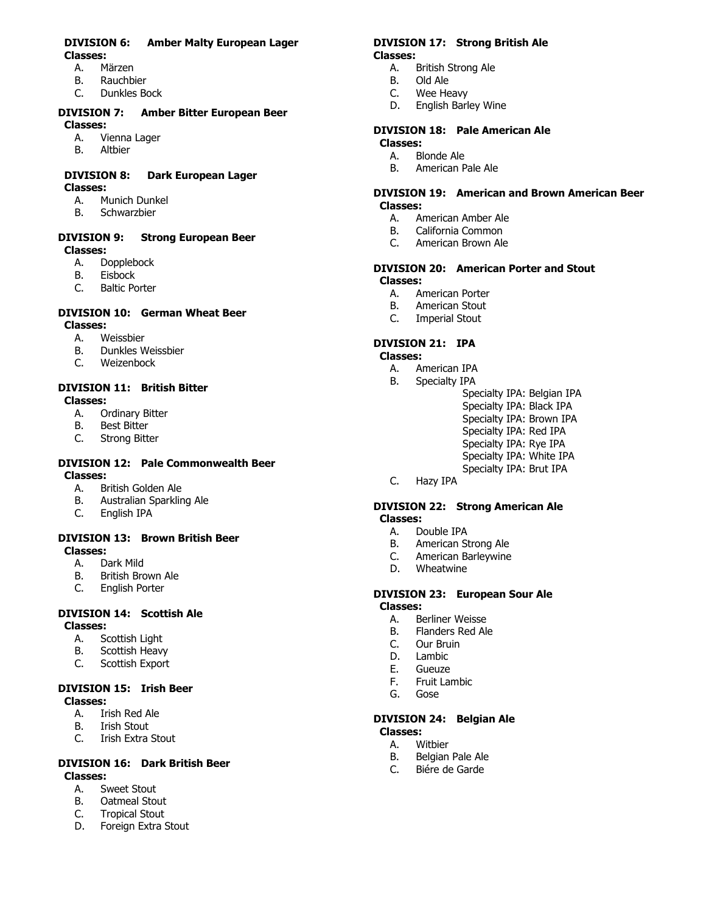**DIVISION 6: Amber Malty European Lager**

**Classes:**

A. Märzen
B. Rauchbier
C. Dunkles Bock

**DIVISION 7: Amber Bitter European Beer**

**Classes:**

A. Vienna Lager
B. Altbier

**DIVISION 8: Dark European Lager**

**Classes:**

A. Munich Dunkel
B. Schwarzbier

**DIVISION 9: Strong European Beer**

**Classes:**

A. Dopplebock
B. Eisbock
C. Baltic Porter

**DIVISION 10: German Wheat Beer**

**Classes:**

A. Weissbier
B. Dunkles Weissbier
C. Weizenbock

**DIVISION 11: British Bitter**

**Classes:**

A. Ordinary Bitter
B. Best Bitter
C. Strong Bitter

**DIVISION 12: Pale Commonwealth Beer**

**Classes:**

A. British Golden Ale
B. Australian Sparkling Ale
C. English IPA

**DIVISION 13: Brown British Beer**

**Classes:**

A. Dark Mild
B. British Brown Ale
C. English Porter

**DIVISION 14: Scottish Ale**

**Classes:**

A. Scottish Light
B. Scottish Heavy
C. Scottish Export

**DIVISION 15: Irish Beer**

**Classes:**

A. Irish Red Ale
B. Irish Stout
C. Irish Extra Stout

**DIVISION 16: Dark British Beer**

**Classes:**

A. Sweet Stout
B. Oatmeal Stout
C. Tropical Stout
D. Foreign Extra Stout

**DIVISION 17: Strong British Ale**

**Classes:**

A. British Strong Ale
B. Old Ale
C. Wee Heavy
D. English Barley Wine

**DIVISION 18: Pale American Ale**

**Classes:**

A. Blonde Ale
B. American Pale Ale

**DIVISION 19: American and Brown American Beer**

**Classes:**

A. American Amber Ale
B. California Common
C. American Brown Ale

**DIVISION 20: American Porter and Stout**

**Classes:**

A. American Porter
B. American Stout
C. Imperial Stout

**DIVISION 21: IPA**

**Classes:**

A. American IPA
B. Specialty IPA
   - Specialty IPA: Belgian IPA
   - Specialty IPA: Black IPA
   - Specialty IPA: Brown IPA
   - Specialty IPA: Red IPA
   - Specialty IPA: Rye IPA
   - Specialty IPA: White IPA
   - Specialty IPA: Brut IPA

C. Hazy IPA

**DIVISION 22: Strong American Ale**

**Classes:**

A. Double IPA
B. American Strong Ale
C. American Barleywine
D. Wheatwine

**DIVISION 23: European Sour Ale**

**Classes:**

A. Berliner Weisse
B. Flanders Red Ale
C. Our Bruin
D. Lambic
E. Gueuze
F. Fruit Lambic
G. Gose

**DIVISION 24: Belgian Ale**

**Classes:**

A. Witbier
B. Belgian Pale Ale
C. Biére de Garde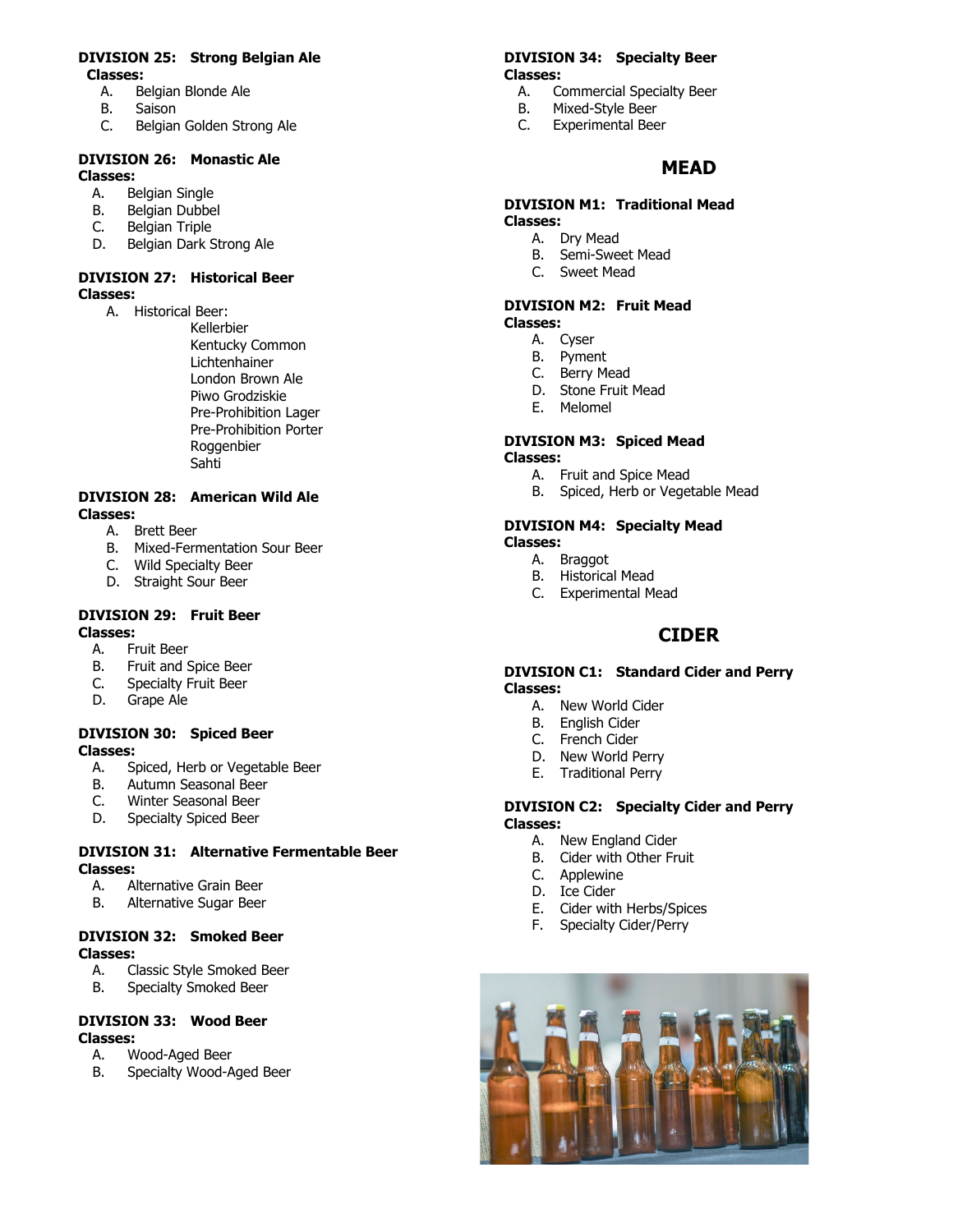**DIVISION 25: Strong Belgian Ale**
**Classes:**

A. Belgian Blonde Ale
B. Saison
C. Belgian Golden Strong Ale

**DIVISION 26: Monastic Ale**
**Classes:**

A. Belgian Single
B. Belgian Dubbel
C. Belgian Triple
D. Belgian Dark Strong Ale

**DIVISION 27: Historical Beer**
**Classes:**

A. Historical Beer:
- Kellerbier
- Kentucky Common
- Lichtenhainer
- London Brown Ale
- Piwo Grodziskie
- Pre-Prohibition Lager
- Pre-Prohibition Porter
- Roggenbier
- Sahti

**DIVISION 28: American Wild Ale**
**Classes:**

A. Brett Beer
B. Mixed-Fermentation Sour Beer
C. Wild Specialty Beer
D. Straight Sour Beer

**DIVISION 29: Fruit Beer**
**Classes:**

A. Fruit Beer
B. Fruit and Spice Beer
C. Specialty Fruit Beer
D. Grape Ale

**DIVISION 30: Spiced Beer**
**Classes:**

A. Spiced, Herb or Vegetable Beer
B. Autumn Seasonal Beer
C. Winter Seasonal Beer
D. Specialty Spiced Beer

**DIVISION 31: Alternative Fermentable Beer**
**Classes:**

A. Alternative Grain Beer
B. Alternative Sugar Beer

**DIVISION 32: Smoked Beer**
**Classes:**

A. Classic Style Smoked Beer
B. Specialty Smoked Beer

**DIVISION 33: Wood Beer**
**Classes:**

A. Wood-Aged Beer
B. Specialty Wood-Aged Beer

**DIVISION 34: Specialty Beer**
**Classes:**

A. Commercial Specialty Beer
B. Mixed-Style Beer
C. Experimental Beer

## MEAD

**DIVISION M1: Traditional Mead**
**Classes:**

A. Dry Mead
B. Semi-Sweet Mead
C. Sweet Mead

**DIVISION M2: Fruit Mead**
**Classes:**

A. Cyser
B. Pyment
C. Berry Mead
D. Stone Fruit Mead
E. Melomel

**DIVISION M3: Spiced Mead**
**Classes:**

A. Fruit and Spice Mead
B. Spiced, Herb or Vegetable Mead

**DIVISION M4: Specialty Mead**
**Classes:**

A. Braggot
B. Historical Mead
C. Experimental Mead

## CIDER

**DIVISION C1: Standard Cider and Perry**
**Classes:**

A. New World Cider
B. English Cider
C. French Cider
D. New World Perry
E. Traditional Perry

**DIVISION C2: Specialty Cider and Perry**
**Classes:**

A. New England Cider
B. Cider with Other Fruit
C. Applewine
D. Ice Cider
E. Cider with Herbs/Spices
F. Specialty Cider/Perry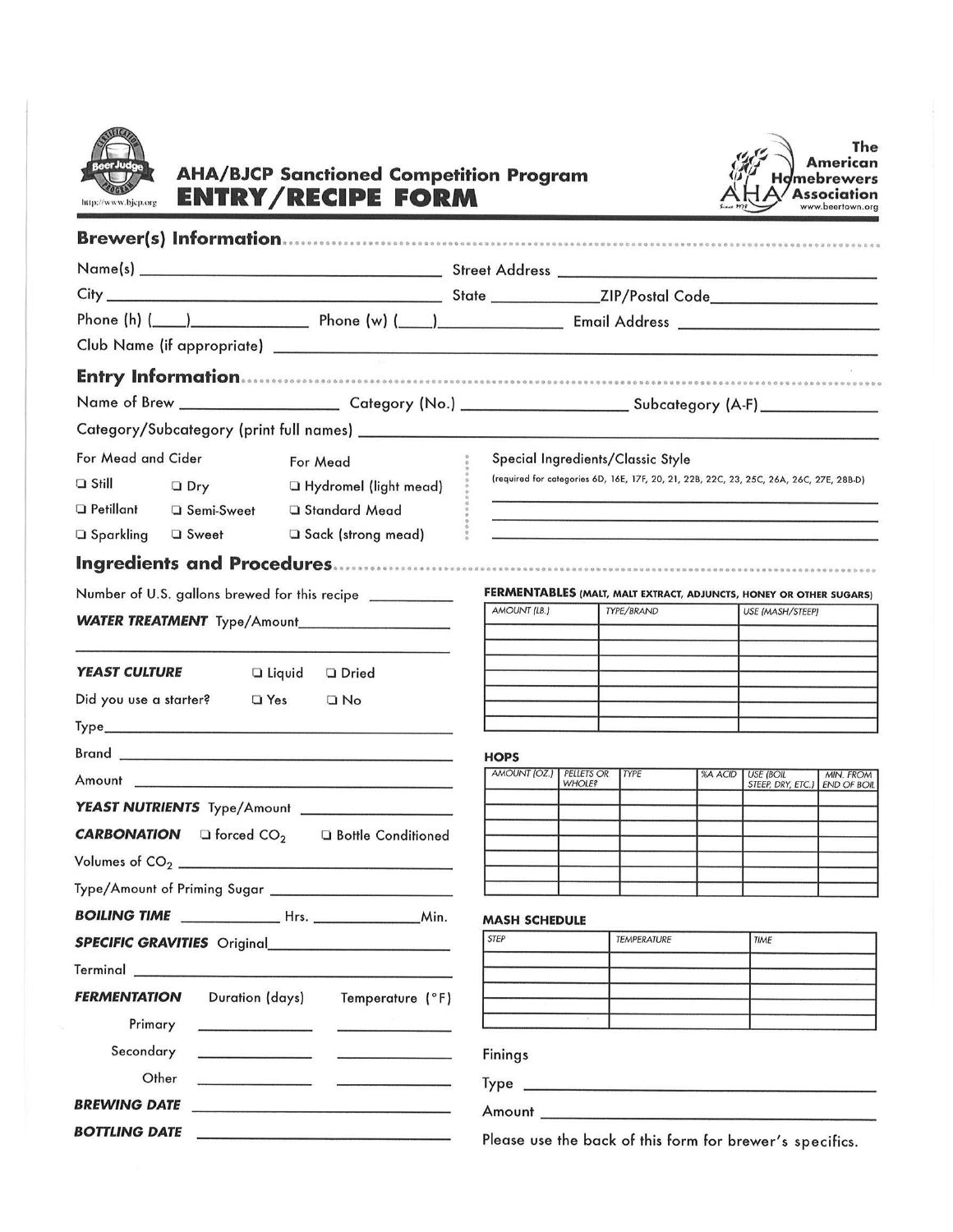http://www.bjcp.org

**AHA/BJCP Sanctioned Competition Program**

# ENTRY/RECIPE FORM

The American Homebrewers Association
www.beertown.org

## Brewer(s) Information

Name(s) ______________________ Street Address ______________________

City ______________________ State __________ ZIP/Postal Code __________

Phone (h) (____)__________ Phone (w) (____)__________ Email Address ______________________

Club Name (if appropriate) ______________________

## Entry Information

Name of Brew __________ Category (No.) __________ Subcategory (A-F) __________

Category/Subcategory (print full names) ______________________

For Mead and Cider

- ❑ Still ❑ Dry
- ❑ Petillant ❑ Semi-Sweet
- ❑ Sparkling ❑ Sweet

For Mead

- ❑ Hydromel (light mead)
- ❑ Standard Mead
- ❑ Sack (strong mead)

Special Ingredients/Classic Style

(required for categories 6D, 16E, 17F, 20, 21, 22B, 22C, 23, 25C, 26A, 26C, 27E, 28B-D)

______________________

______________________

______________________

## Ingredients and Procedures

Number of U.S. gallons brewed for this recipe __________

***WATER TREATMENT*** Type/Amount ______________________

***YEAST CULTURE*** ❑ Liquid ❑ Dried

Did you use a starter? ❑ Yes ❑ No

Type ______________________

Brand ______________________

Amount ______________________

***YEAST NUTRIENTS*** Type/Amount ______________________

***CARBONATION*** ❑ forced $CO_2$ ❑ Bottle Conditioned

Volumes of $CO_2$ ______________________

Type/Amount of Priming Sugar ______________________

***BOILING TIME*** __________ Hrs. __________ Min.

***SPECIFIC GRAVITIES*** Original ______________________

Terminal ______________________

***FERMENTATION***

| | Duration (days) | Temperature (°F) |
|---|---|---|
| Primary | | |
| Secondary | | |
| Other | | |

***BREWING DATE*** ______________________

***BOTTLING DATE*** ______________________

**FERMENTABLES (MALT, MALT EXTRACT, ADJUNCTS, HONEY OR OTHER SUGARS)**

| AMOUNT (LB.) | TYPE/BRAND | USE (MASH/STEEP) |
|---|---|---|
| | | |
| | | |
| | | |
| | | |
| | | |
| | | |
| | | |

**HOPS**

| AMOUNT (OZ.) | PELLETS OR WHOLE? | TYPE | %A ACID | USE (BOIL STEEP, DRY, ETC.) | MIN. FROM END OF BOIL |
|---|---|---|---|---|---|
| | | | | | |
| | | | | | |
| | | | | | |
| | | | | | |
| | | | | | |
| | | | | | |

**MASH SCHEDULE**

| STEP | TEMPERATURE | TIME |
|---|---|---|
| | | |
| | | |
| | | |
| | | |
| | | |
| | | |

Finings

Type ______________________

Amount ______________________

Please use the back of this form for brewer's specifics.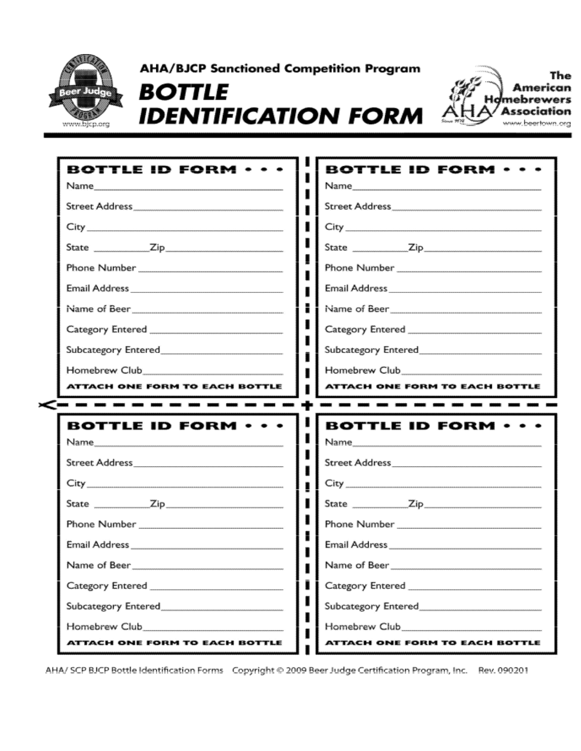AHA/BJCP Sanctioned Competition Program

# BOTTLE IDENTIFICATION FORM

The American Homebrewers Association
www.beertown.org

www.bjcp.org

## BOTTLE ID FORM • • •

Name ______________________________

Street Address ______________________________

City ______________________________

State __________ Zip ______________________________

Phone Number ______________________________

Email Address ______________________________

Name of Beer ______________________________

Category Entered ______________________________

Subcategory Entered ______________________________

Homebrew Club ______________________________

**ATTACH ONE FORM TO EACH BOTTLE**

## BOTTLE ID FORM • • •

Name ______________________________

Street Address ______________________________

City ______________________________

State __________ Zip ______________________________

Phone Number ______________________________

Email Address ______________________________

Name of Beer ______________________________

Category Entered ______________________________

Subcategory Entered ______________________________

Homebrew Club ______________________________

**ATTACH ONE FORM TO EACH BOTTLE**

## BOTTLE ID FORM • • •

Name ______________________________

Street Address ______________________________

City ______________________________

State __________ Zip ______________________________

Phone Number ______________________________

Email Address ______________________________

Name of Beer ______________________________

Category Entered ______________________________

Subcategory Entered ______________________________

Homebrew Club ______________________________

**ATTACH ONE FORM TO EACH BOTTLE**

## BOTTLE ID FORM • • •

Name ______________________________

Street Address ______________________________

City ______________________________

State __________ Zip ______________________________

Phone Number ______________________________

Email Address ______________________________

Name of Beer ______________________________

Category Entered ______________________________

Subcategory Entered ______________________________

Homebrew Club ______________________________

**ATTACH ONE FORM TO EACH BOTTLE**

AHA/ SCP BJCP Bottle Identification Forms Copyright © 2009 Beer Judge Certification Program, Inc. Rev. 090201